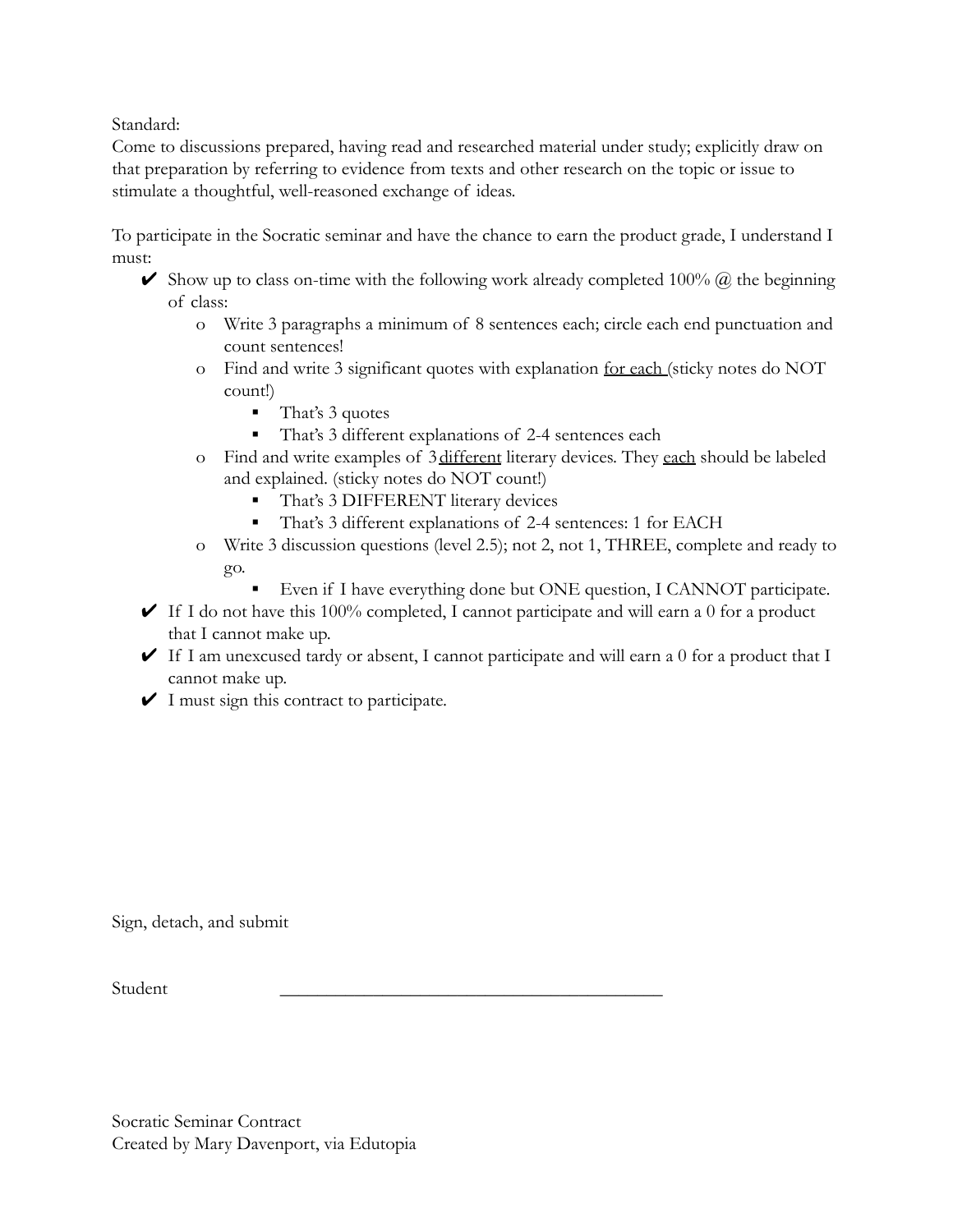Standard:
Come to discussions prepared, having read and researched material under study; explicitly draw on that preparation by referring to evidence from texts and other research on the topic or issue to stimulate a thoughtful, well-reasoned exchange of ideas.

To participate in the Socratic seminar and have the chance to earn the product grade, I understand I must:

- ✔ Show up to class on-time with the following work already completed 100% @ the beginning of class:
  - Write 3 paragraphs a minimum of 8 sentences each; circle each end punctuation and count sentences!
  - Find and write 3 significant quotes with explanation <u>for each</u> (sticky notes do NOT count!)
    - That's 3 quotes
    - That's 3 different explanations of 2-4 sentences each
  - Find and write examples of 3 <u>different</u> literary devices. They <u>each</u> should be labeled and explained. (sticky notes do NOT count!)
    - That's 3 DIFFERENT literary devices
    - That's 3 different explanations of 2-4 sentences: 1 for EACH
  - Write 3 discussion questions (level 2.5); not 2, not 1, THREE, complete and ready to go.
    - Even if I have everything done but ONE question, I CANNOT participate.
- ✔ If I do not have this 100% completed, I cannot participate and will earn a 0 for a product that I cannot make up.
- ✔ If I am unexcused tardy or absent, I cannot participate and will earn a 0 for a product that I cannot make up.
- ✔ I must sign this contract to participate.

Sign, detach, and submit

Student ___________________________________________

Socratic Seminar Contract
Created by Mary Davenport, via Edutopia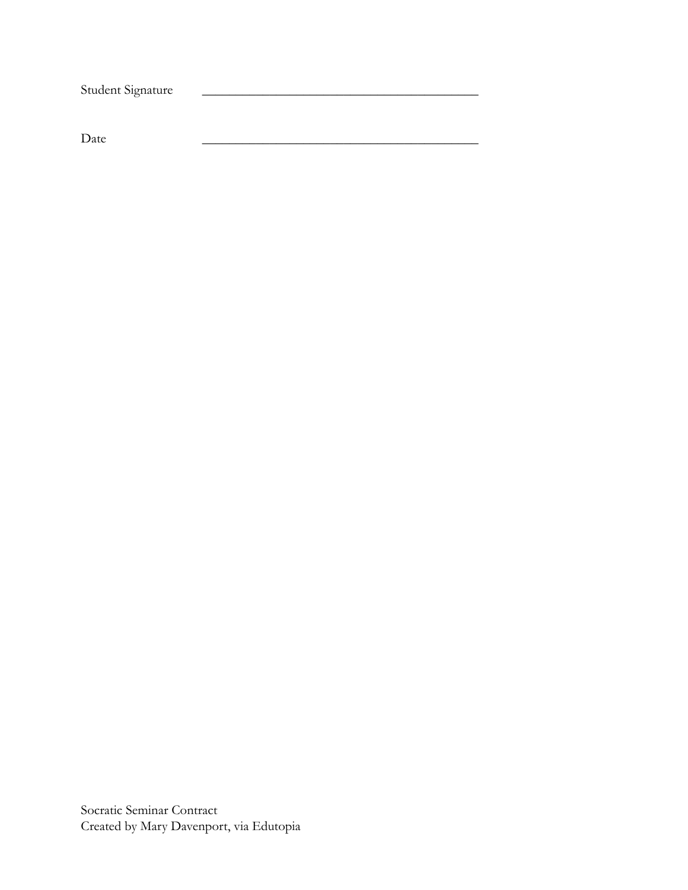Student Signature ________________________________________

Date ________________________________________